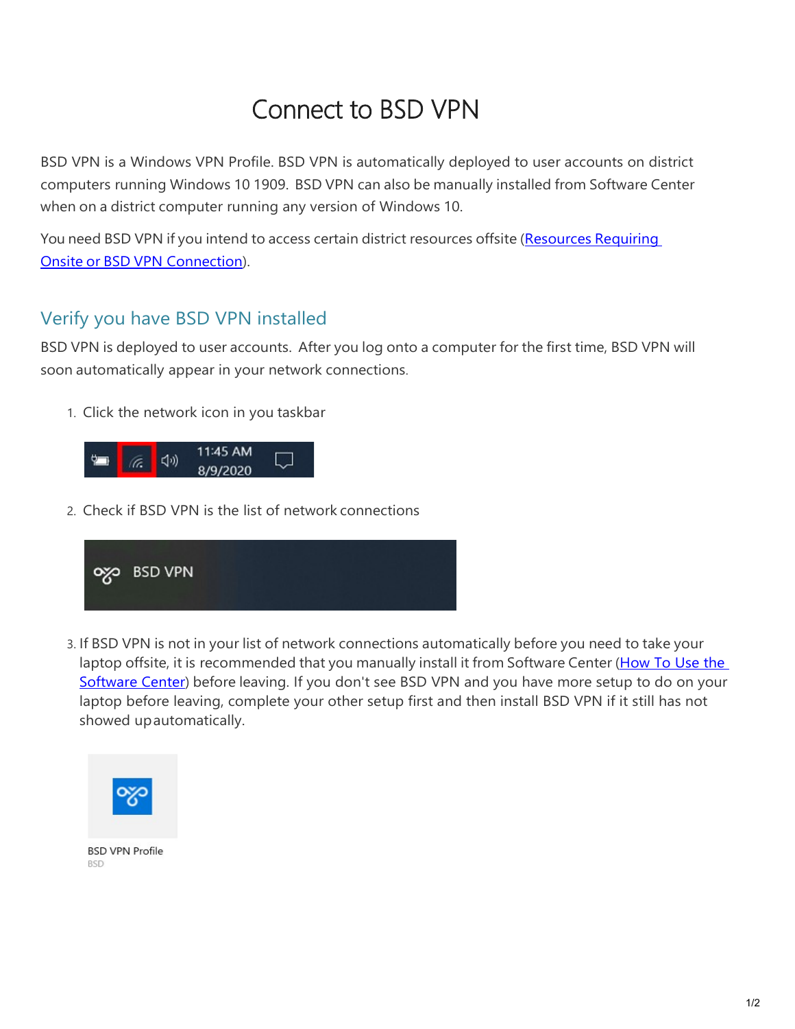# Connect to BSD VPN

BSD VPN is a Windows VPN Profile. BSD VPN is automatically deployed to user accounts on district computers running Windows 10 1909. BSD VPN can also be manually installed from Software Center when on a district computer running any version of Windows 10.

You need BSD VPN if you intend to access certain district resources offsite ([Resources Requiring Onsite or BSD VPN Connection]).

## Verify you have BSD VPN installed

BSD VPN is deployed to user accounts. After you log onto a computer for the first time, BSD VPN will soon automatically appear in your network connections.

1. Click the network icon in you taskbar
2. Check if BSD VPN is the list of network connections
3. If BSD VPN is not in your list of network connections automatically before you need to take your laptop offsite, it is recommended that you manually install it from Software Center ([How To Use the Software Center]) before leaving. If you don't see BSD VPN and you have more setup to do on your laptop before leaving, complete your other setup first and then install BSD VPN if it still has not showed upautomatically.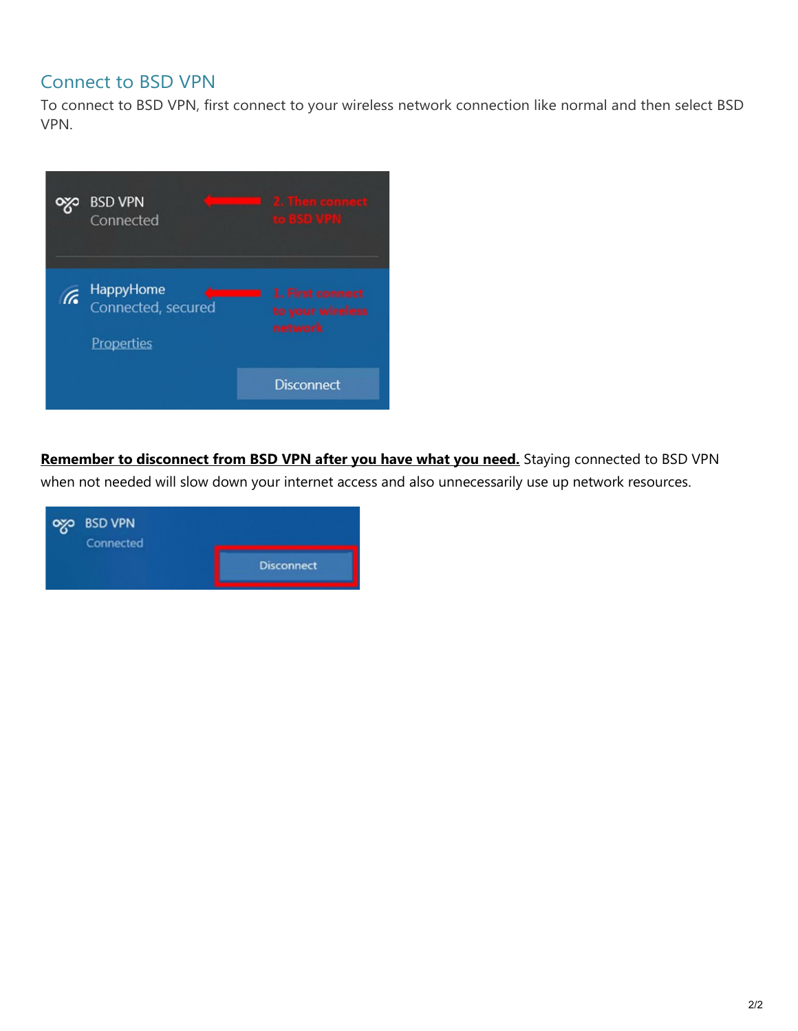## Connect to BSD VPN

To connect to BSD VPN, first connect to your wireless network connection like normal and then select BSD VPN.

**Remember to disconnect from BSD VPN after you have what you need.** Staying connected to BSD VPN when not needed will slow down your internet access and also unnecessarily use up network resources.